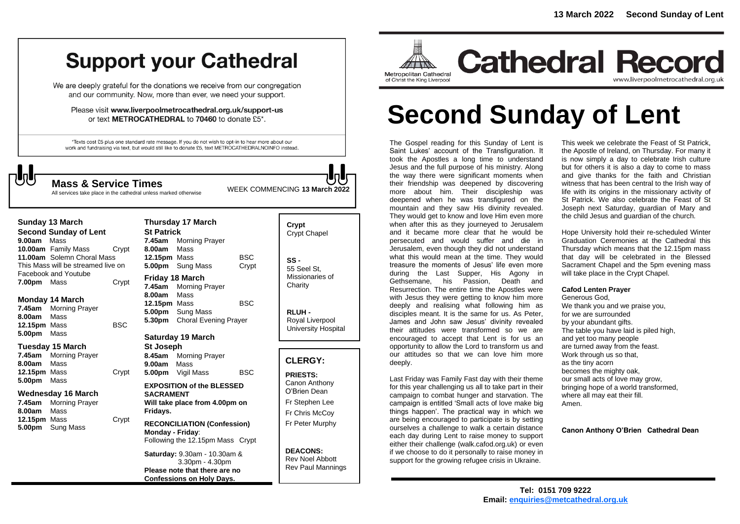# Support your Cathedral

We are deeply grateful for the donations we receive from our congregation and our community. Now, more than ever, we need your support.

Please visit **www.liverpoolmetrocathedral.org.uk/support-us** or text **METROCATHEDRAL** to **70460** to donate £5*.

*Texts cost £5 plus one standard rate message. If you do not wish to opt-in to hear more about our work and fundraising via text, but would still like to donate £5, text METROCATHEDRALNOINFO instead.

## Mass & Service Times

All services take place in the cathedral unless marked otherwise

WEEK COMMENCING **13 March 2022**

### Sunday 13 March
**Second Sunday of Lent**

**9.00am** Mass
**10.00am** Family Mass — Crypt
**11.00am** Solemn Choral Mass
This Mass will be streamed live on Facebook and Youtube
**7.00pm** Mass — Crypt

### Monday 14 March

**7.45am** Morning Prayer
**8.00am** Mass
**12.15pm** Mass — BSC
**5.00pm** Mass

### Tuesday 15 March

**7.45am** Morning Prayer
**8.00am** Mass
**12.15pm** Mass — Crypt
**5.00pm** Mass

### Wednesday 16 March

**7.45am** Morning Prayer
**8.00am** Mass
**12.15pm** Mass — Crypt
**5.00pm** Sung Mass

### Thursday 17 March
**St Patrick**

**7.45am** Morning Prayer
**8.00am** Mass
**12.15pm** Mass — BSC
**5.00pm** Sung Mass — Crypt

### Friday 18 March

**7.45am** Morning Prayer
**8.00am** Mass
**12.15pm** Mass — BSC
**5.00pm** Sung Mass
**5.30pm** Choral Evening Prayer

### Saturday 19 March
**St Joseph**

**8.45am** Morning Prayer
**9.00am** Mass
**5.00pm** Vigil Mass — BSC

**EXPOSITION of the BLESSED SACRAMENT**
**Will take place from 4.00pm on Fridays.**

**RECONCILIATION (Confession)**
**Monday - Friday**:
Following the 12.15pm Mass Crypt

**Saturday:** 9.30am - 10.30am & 3.30pm - 4.30pm
**Please note that there are no Confessions on Holy Days.**

**Crypt**
Crypt Chapel

**SS -**
55 Seel St, Missionaries of Charity

**RLUH -**
Royal Liverpool University Hospital

## CLERGY:

**PRIESTS:**
Canon Anthony O'Brien Dean
Fr Stephen Lee
Fr Chris McCoy
Fr Peter Murphy

**DEACONS:**
Rev Noel Abbott
Rev Paul Mannings

---

**13 March 2022 Second Sunday of Lent**

Metropolitan Cathedral of Christ the King Liverpool

# Cathedral Record

www.liverpoolmetrocathedral.org.uk

# Second Sunday of Lent

The Gospel reading for this Sunday of Lent is Saint Lukes' account of the Transfiguration. It took the Apostles a long time to understand Jesus and the full purpose of his ministry. Along the way there were significant moments when their friendship was deepened by discovering more about him. Their discipleship was deepened when he was transfigured on the mountain and they saw His divinity revealed. They would get to know and love Him even more when after this as they journeyed to Jerusalem and it became more clear that he would be persecuted and would suffer and die in Jerusalem, even though they did not understand what this would mean at the time. They would treasure the moments of Jesus' life even more during the Last Supper, His Agony in Gethsemane, his Passion, Death and Resurrection. The entire time the Apostles were with Jesus they were getting to know him more deeply and realising what following him as disciples meant. It is the same for us. As Peter, James and John saw Jesus' divinity revealed their attitudes were transformed so we are encouraged to accept that Lent is for us an opportunity to allow the Lord to transform us and our attitudes so that we can love him more deeply.

Last Friday was Family Fast day with their theme for this year challenging us all to take part in their campaign to combat hunger and starvation. The campaign is entitled 'Small acts of love make big things happen'. The practical way in which we are being encouraged to participate is by setting ourselves a challenge to walk a certain distance each day during Lent to raise money to support either their challenge (walk.cafod.org.uk) or even if we choose to do it personally to raise money in support for the growing refugee crisis in Ukraine.

This week we celebrate the Feast of St Patrick, the Apostle of Ireland, on Thursday. For many it is now simply a day to celebrate Irish culture but for others it is also a day to come to mass and give thanks for the faith and Christian witness that has been central to the Irish way of life with its origins in the missionary activity of St Patrick. We also celebrate the Feast of St Joseph next Saturday, guardian of Mary and the child Jesus and guardian of the church.

Hope University hold their re-scheduled Winter Graduation Ceremonies at the Cathedral this Thursday which means that the 12.15pm mass that day will be celebrated in the Blessed Sacrament Chapel and the 5pm evening mass will take place in the Crypt Chapel.

**Cafod Lenten Prayer**

Generous God,
We thank you and we praise you,
for we are surrounded
by your abundant gifts.
The table you have laid is piled high,
and yet too many people
are turned away from the feast.
Work through us so that,
as the tiny acorn
becomes the mighty oak,
our small acts of love may grow,
bringing hope of a world transformed,
where all may eat their fill.
Amen.

**Canon Anthony O'Brien Cathedral Dean**

**Tel: 0151 709 9222**
**Email: enquiries@metcathedral.org.uk**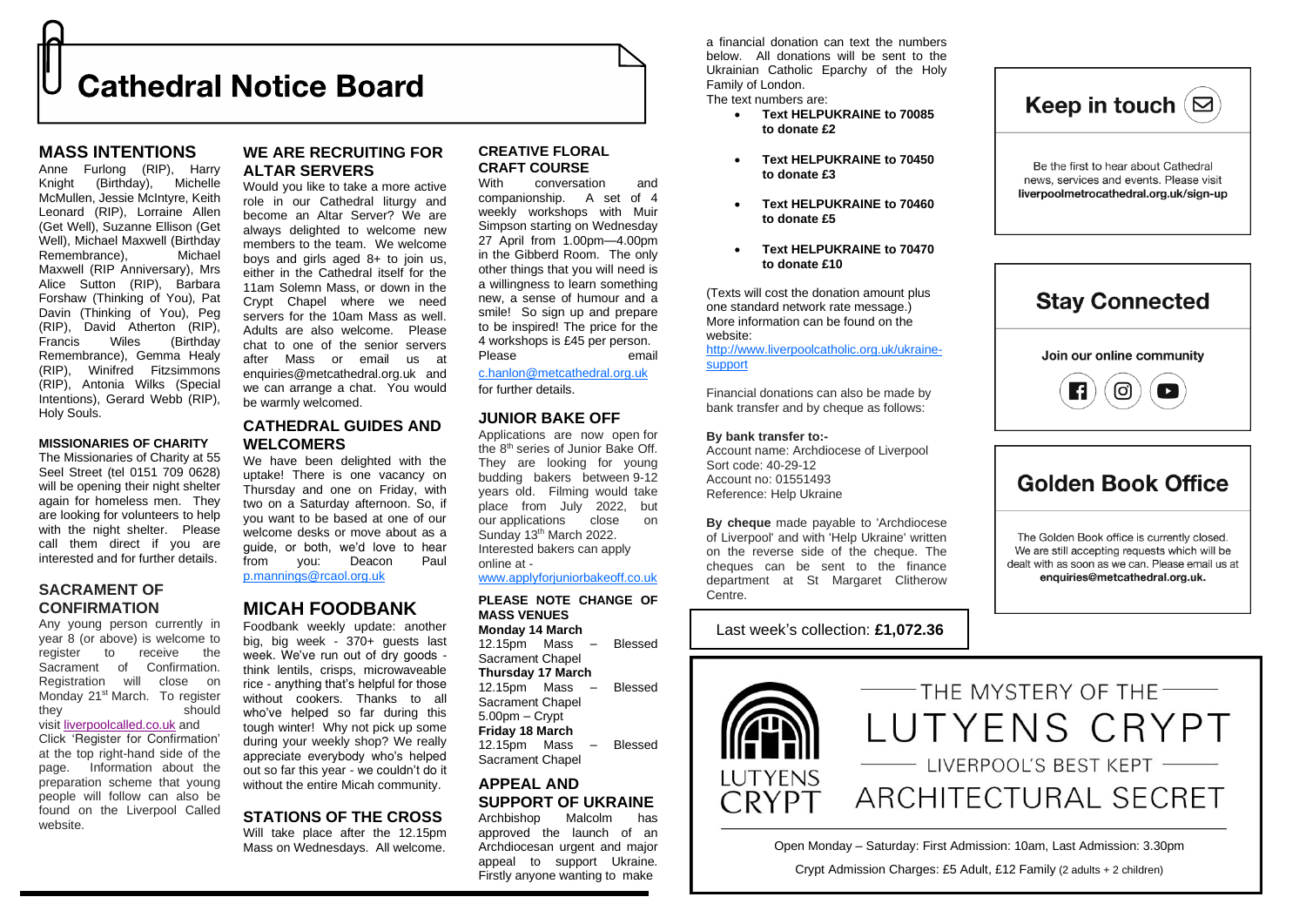# Cathedral Notice Board

## MASS INTENTIONS

Anne Furlong (RIP), Harry Knight (Birthday), Michelle McMullen, Jessie McIntyre, Keith Leonard (RIP), Lorraine Allen (Get Well), Suzanne Ellison (Get Well), Michael Maxwell (Birthday Remembrance), Michael Maxwell (RIP Anniversary), Mrs Alice Sutton (RIP), Barbara Forshaw (Thinking of You), Pat Davin (Thinking of You), Peg (RIP), David Atherton (RIP), Francis Wiles (Birthday Remembrance), Gemma Healy (RIP), Winifred Fitzsimmons (RIP), Antonia Wilks (Special Intentions), Gerard Webb (RIP), Holy Souls.

#### MISSIONARIES OF CHARITY

The Missionaries of Charity at 55 Seel Street (tel 0151 709 0628) will be opening their night shelter again for homeless men. They are looking for volunteers to help with the night shelter. Please call them direct if you are interested and for further details.

### SACRAMENT OF CONFIRMATION

Any young person currently in year 8 (or above) is welcome to register to receive the Sacrament of Confirmation. Registration will close on Monday 21st March. To register they should visit liverpoolcalled.co.uk and Click 'Register for Confirmation' at the top right-hand side of the page. Information about the preparation scheme that young people will follow can also be found on the Liverpool Called website.

### WE ARE RECRUITING FOR ALTAR SERVERS

Would you like to take a more active role in our Cathedral liturgy and become an Altar Server? We are always delighted to welcome new members to the team. We welcome boys and girls aged 8+ to join us, either in the Cathedral itself for the 11am Solemn Mass, or down in the Crypt Chapel where we need servers for the 10am Mass as well. Adults are also welcome. Please chat to one of the senior servers after Mass or email us at enquiries@metcathedral.org.uk and we can arrange a chat. You would be warmly welcomed.

### CATHEDRAL GUIDES AND WELCOMERS

We have been delighted with the uptake! There is one vacancy on Thursday and one on Friday, with two on a Saturday afternoon. So, if you want to be based at one of our welcome desks or move about as a guide, or both, we'd love to hear from you: Deacon Paul p.mannings@rcaol.org.uk

## MICAH FOODBANK

Foodbank weekly update: another big, big week - 370+ guests last week. We've run out of dry goods - think lentils, crisps, microwaveable rice - anything that's helpful for those without cookers. Thanks to all who've helped so far during this tough winter! Why not pick up some during your weekly shop? We really appreciate everybody who's helped out so far this year - we couldn't do it without the entire Micah community.

### STATIONS OF THE CROSS

Will take place after the 12.15pm Mass on Wednesdays. All welcome.

#### CREATIVE FLORAL CRAFT COURSE

With conversation and companionship. A set of 4 weekly workshops with Muir Simpson starting on Wednesday 27 April from 1.00pm—4.00pm in the Gibberd Room. The only other things that you will need is a willingness to learn something new, a sense of humour and a smile! So sign up and prepare to be inspired! The price for the 4 workshops is £45 per person. Please email c.hanlon@metcathedral.org.uk for further details.

### JUNIOR BAKE OFF

Applications are now open for the 8th series of Junior Bake Off. They are looking for young budding bakers between 9-12 years old. Filming would take place from July 2022, but our applications close on Sunday 13th March 2022. Interested bakers can apply online at - www.applyforjuniorbakeoff.co.uk

#### PLEASE NOTE CHANGE OF MASS VENUES

**Monday 14 March**
12.15pm Mass – Blessed Sacrament Chapel
**Thursday 17 March**
12.15pm Mass – Blessed Sacrament Chapel
5.00pm – Crypt
**Friday 18 March**
12.15pm Mass – Blessed Sacrament Chapel

### APPEAL AND SUPPORT OF UKRAINE

Archbishop Malcolm has approved the launch of an Archdiocesan urgent and major appeal to support Ukraine. Firstly anyone wanting to make a financial donation can text the numbers below. All donations will be sent to the Ukrainian Catholic Eparchy of the Holy Family of London.

The text numbers are:

- **Text HELPUKRAINE to 70085 to donate £2**
- **Text HELPUKRAINE to 70450 to donate £3**
- **Text HELPUKRAINE to 70460 to donate £5**
- **Text HELPUKRAINE to 70470 to donate £10**

(Texts will cost the donation amount plus one standard network rate message.) More information can be found on the website: http://www.liverpoolcatholic.org.uk/ukraine-support

Financial donations can also be made by bank transfer and by cheque as follows:

**By bank transfer to:-**
Account name: Archdiocese of Liverpool
Sort code: 40-29-12
Account no: 01551493
Reference: Help Ukraine

**By cheque** made payable to 'Archdiocese of Liverpool' and with 'Help Ukraine' written on the reverse side of the cheque. The cheques can be sent to the finance department at St Margaret Clitherow Centre.

Last week's collection: **£1,072.36**

## Keep in touch

Be the first to hear about Cathedral news, services and events. Please visit **liverpoolmetrocathedral.org.uk/sign-up**

## Stay Connected

**Join our online community**

## Golden Book Office

The Golden Book office is currently closed. We are still accepting requests which will be dealt with as soon as we can. Please email us at **enquiries@metcathedral.org.uk.**

LUTYENS CRYPT

THE MYSTERY OF THE LUTYENS CRYPT — LIVERPOOL'S BEST KEPT ARCHITECTURAL SECRET

Open Monday – Saturday: First Admission: 10am, Last Admission: 3.30pm

Crypt Admission Charges: £5 Adult, £12 Family (2 adults + 2 children)